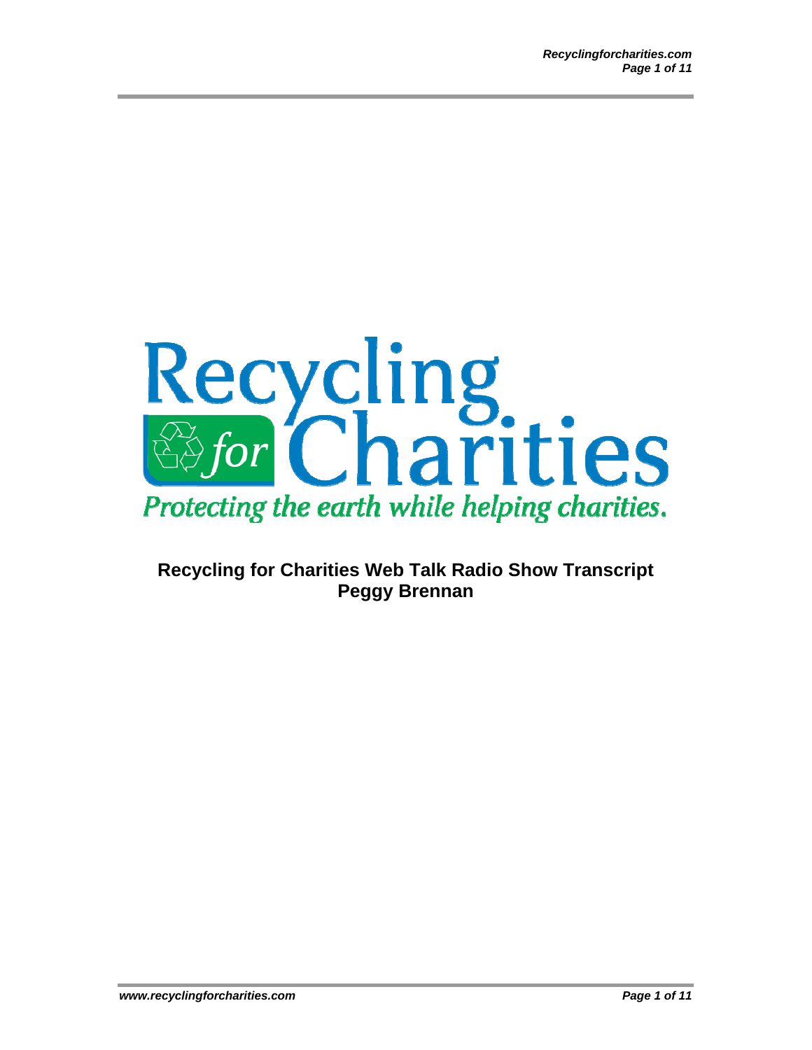# Recycling for Charities

*Protecting the earth while helping charities.*

**Recycling for Charities Web Talk Radio Show Transcript**
**Peggy Brennan**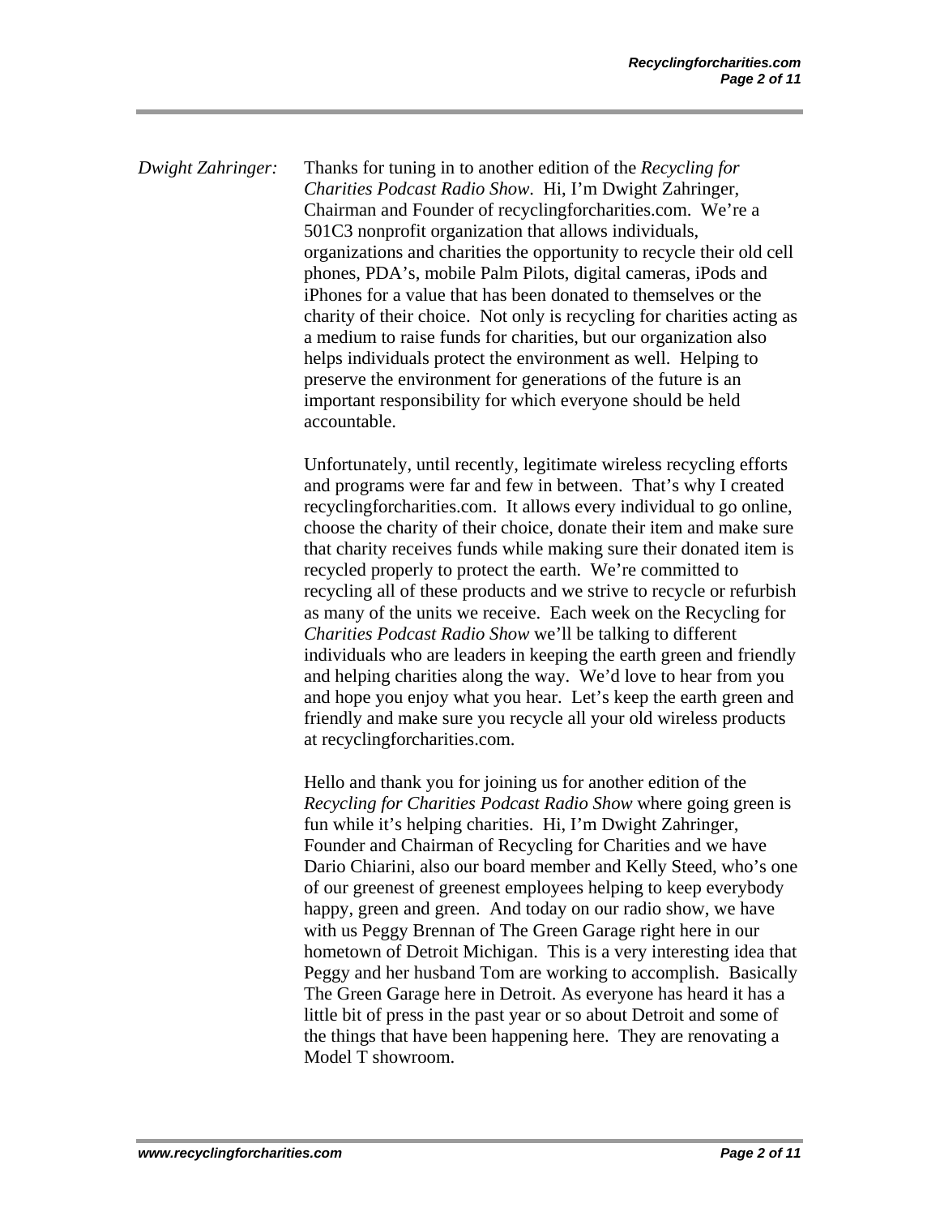*Dwight Zahringer:* Thanks for tuning in to another edition of the *Recycling for Charities Podcast Radio Show*. Hi, I'm Dwight Zahringer, Chairman and Founder of recyclingforcharities.com. We're a 501C3 nonprofit organization that allows individuals, organizations and charities the opportunity to recycle their old cell phones, PDA's, mobile Palm Pilots, digital cameras, iPods and iPhones for a value that has been donated to themselves or the charity of their choice. Not only is recycling for charities acting as a medium to raise funds for charities, but our organization also helps individuals protect the environment as well. Helping to preserve the environment for generations of the future is an important responsibility for which everyone should be held accountable.

Unfortunately, until recently, legitimate wireless recycling efforts and programs were far and few in between. That's why I created recyclingforcharities.com. It allows every individual to go online, choose the charity of their choice, donate their item and make sure that charity receives funds while making sure their donated item is recycled properly to protect the earth. We're committed to recycling all of these products and we strive to recycle or refurbish as many of the units we receive. Each week on the Recycling for *Charities Podcast Radio Show* we'll be talking to different individuals who are leaders in keeping the earth green and friendly and helping charities along the way. We'd love to hear from you and hope you enjoy what you hear. Let's keep the earth green and friendly and make sure you recycle all your old wireless products at recyclingforcharities.com.

Hello and thank you for joining us for another edition of the *Recycling for Charities Podcast Radio Show* where going green is fun while it's helping charities. Hi, I'm Dwight Zahringer, Founder and Chairman of Recycling for Charities and we have Dario Chiarini, also our board member and Kelly Steed, who's one of our greenest of greenest employees helping to keep everybody happy, green and green. And today on our radio show, we have with us Peggy Brennan of The Green Garage right here in our hometown of Detroit Michigan. This is a very interesting idea that Peggy and her husband Tom are working to accomplish. Basically The Green Garage here in Detroit. As everyone has heard it has a little bit of press in the past year or so about Detroit and some of the things that have been happening here. They are renovating a Model T showroom.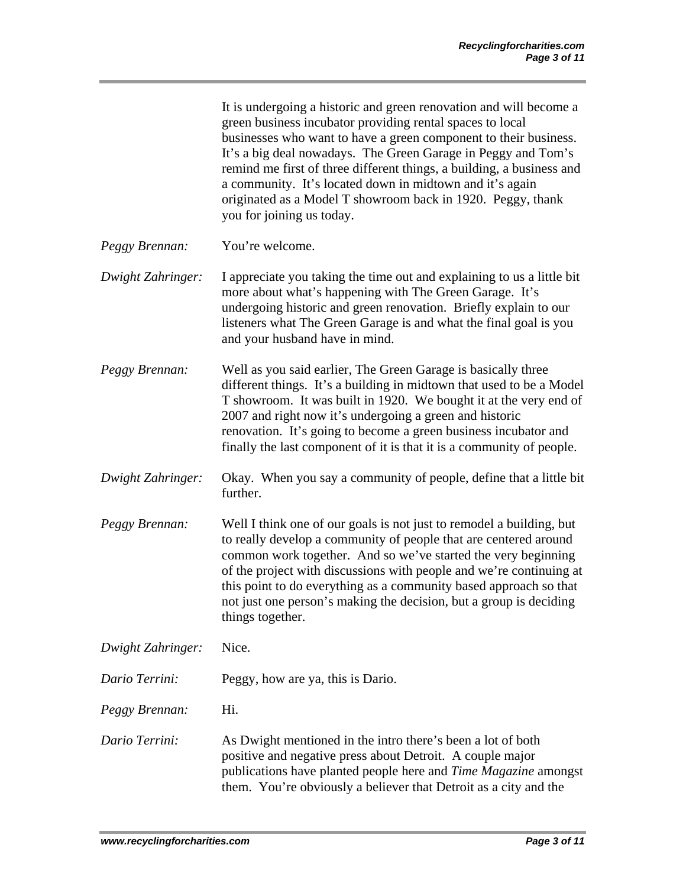It is undergoing a historic and green renovation and will become a green business incubator providing rental spaces to local businesses who want to have a green component to their business. It's a big deal nowadays. The Green Garage in Peggy and Tom's remind me first of three different things, a building, a business and a community. It's located down in midtown and it's again originated as a Model T showroom back in 1920. Peggy, thank you for joining us today.

*Peggy Brennan:* You're welcome.

*Dwight Zahringer:* I appreciate you taking the time out and explaining to us a little bit more about what's happening with The Green Garage. It's undergoing historic and green renovation. Briefly explain to our listeners what The Green Garage is and what the final goal is you and your husband have in mind.

*Peggy Brennan:* Well as you said earlier, The Green Garage is basically three different things. It's a building in midtown that used to be a Model T showroom. It was built in 1920. We bought it at the very end of 2007 and right now it's undergoing a green and historic renovation. It's going to become a green business incubator and finally the last component of it is that it is a community of people.

*Dwight Zahringer:* Okay. When you say a community of people, define that a little bit further.

*Peggy Brennan:* Well I think one of our goals is not just to remodel a building, but to really develop a community of people that are centered around common work together. And so we've started the very beginning of the project with discussions with people and we're continuing at this point to do everything as a community based approach so that not just one person's making the decision, but a group is deciding things together.

*Dwight Zahringer:* Nice.

*Dario Terrini:* Peggy, how are ya, this is Dario.

*Peggy Brennan:* Hi.

*Dario Terrini:* As Dwight mentioned in the intro there's been a lot of both positive and negative press about Detroit. A couple major publications have planted people here and *Time Magazine* amongst them. You're obviously a believer that Detroit as a city and the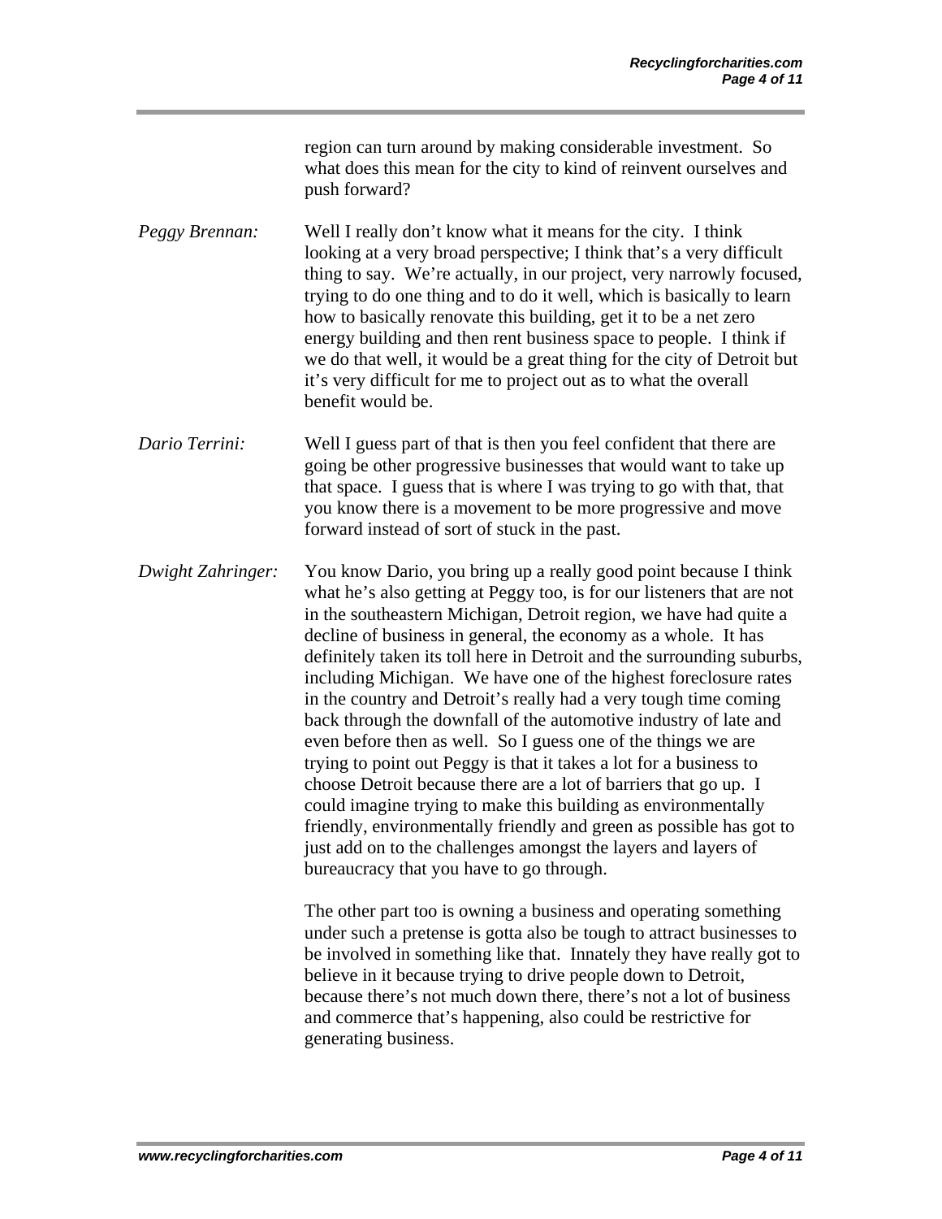region can turn around by making considerable investment. So what does this mean for the city to kind of reinvent ourselves and push forward?

*Peggy Brennan:* Well I really don't know what it means for the city. I think looking at a very broad perspective; I think that's a very difficult thing to say. We're actually, in our project, very narrowly focused, trying to do one thing and to do it well, which is basically to learn how to basically renovate this building, get it to be a net zero energy building and then rent business space to people. I think if we do that well, it would be a great thing for the city of Detroit but it's very difficult for me to project out as to what the overall benefit would be.

*Dario Terrini:* Well I guess part of that is then you feel confident that there are going be other progressive businesses that would want to take up that space. I guess that is where I was trying to go with that, that you know there is a movement to be more progressive and move forward instead of sort of stuck in the past.

*Dwight Zahringer:* You know Dario, you bring up a really good point because I think what he's also getting at Peggy too, is for our listeners that are not in the southeastern Michigan, Detroit region, we have had quite a decline of business in general, the economy as a whole. It has definitely taken its toll here in Detroit and the surrounding suburbs, including Michigan. We have one of the highest foreclosure rates in the country and Detroit's really had a very tough time coming back through the downfall of the automotive industry of late and even before then as well. So I guess one of the things we are trying to point out Peggy is that it takes a lot for a business to choose Detroit because there are a lot of barriers that go up. I could imagine trying to make this building as environmentally friendly, environmentally friendly and green as possible has got to just add on to the challenges amongst the layers and layers of bureaucracy that you have to go through.

The other part too is owning a business and operating something under such a pretense is gotta also be tough to attract businesses to be involved in something like that. Innately they have really got to believe in it because trying to drive people down to Detroit, because there's not much down there, there's not a lot of business and commerce that's happening, also could be restrictive for generating business.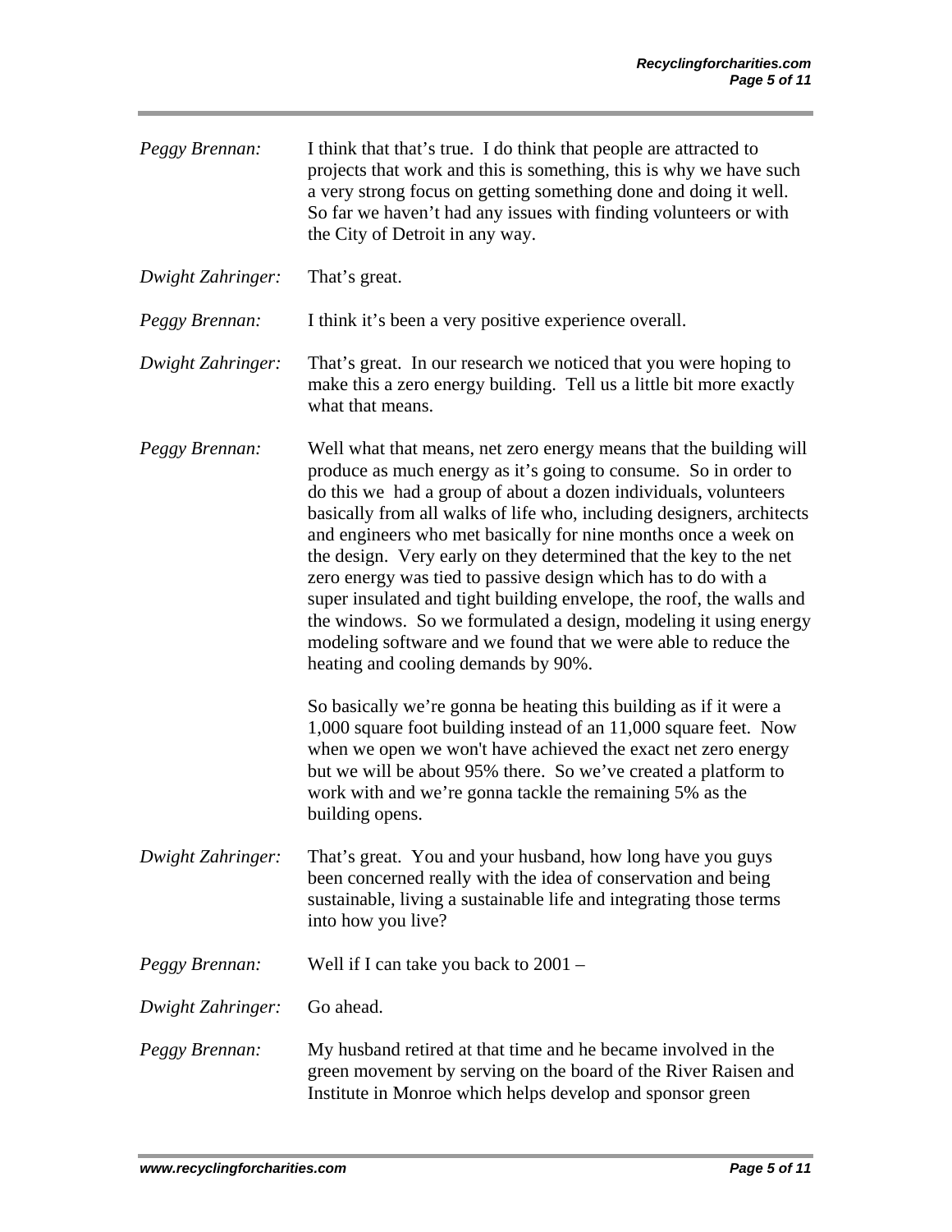*Peggy Brennan:* I think that that's true. I do think that people are attracted to projects that work and this is something, this is why we have such a very strong focus on getting something done and doing it well. So far we haven't had any issues with finding volunteers or with the City of Detroit in any way.

*Dwight Zahringer:* That's great.

*Peggy Brennan:* I think it's been a very positive experience overall.

*Dwight Zahringer:* That's great. In our research we noticed that you were hoping to make this a zero energy building. Tell us a little bit more exactly what that means.

*Peggy Brennan:* Well what that means, net zero energy means that the building will produce as much energy as it's going to consume. So in order to do this we had a group of about a dozen individuals, volunteers basically from all walks of life who, including designers, architects and engineers who met basically for nine months once a week on the design. Very early on they determined that the key to the net zero energy was tied to passive design which has to do with a super insulated and tight building envelope, the roof, the walls and the windows. So we formulated a design, modeling it using energy modeling software and we found that we were able to reduce the heating and cooling demands by 90%.

So basically we're gonna be heating this building as if it were a 1,000 square foot building instead of an 11,000 square feet. Now when we open we won't have achieved the exact net zero energy but we will be about 95% there. So we've created a platform to work with and we're gonna tackle the remaining 5% as the building opens.

*Dwight Zahringer:* That's great. You and your husband, how long have you guys been concerned really with the idea of conservation and being sustainable, living a sustainable life and integrating those terms into how you live?

*Peggy Brennan:* Well if I can take you back to 2001 –

*Dwight Zahringer:* Go ahead.

*Peggy Brennan:* My husband retired at that time and he became involved in the green movement by serving on the board of the River Raisen and Institute in Monroe which helps develop and sponsor green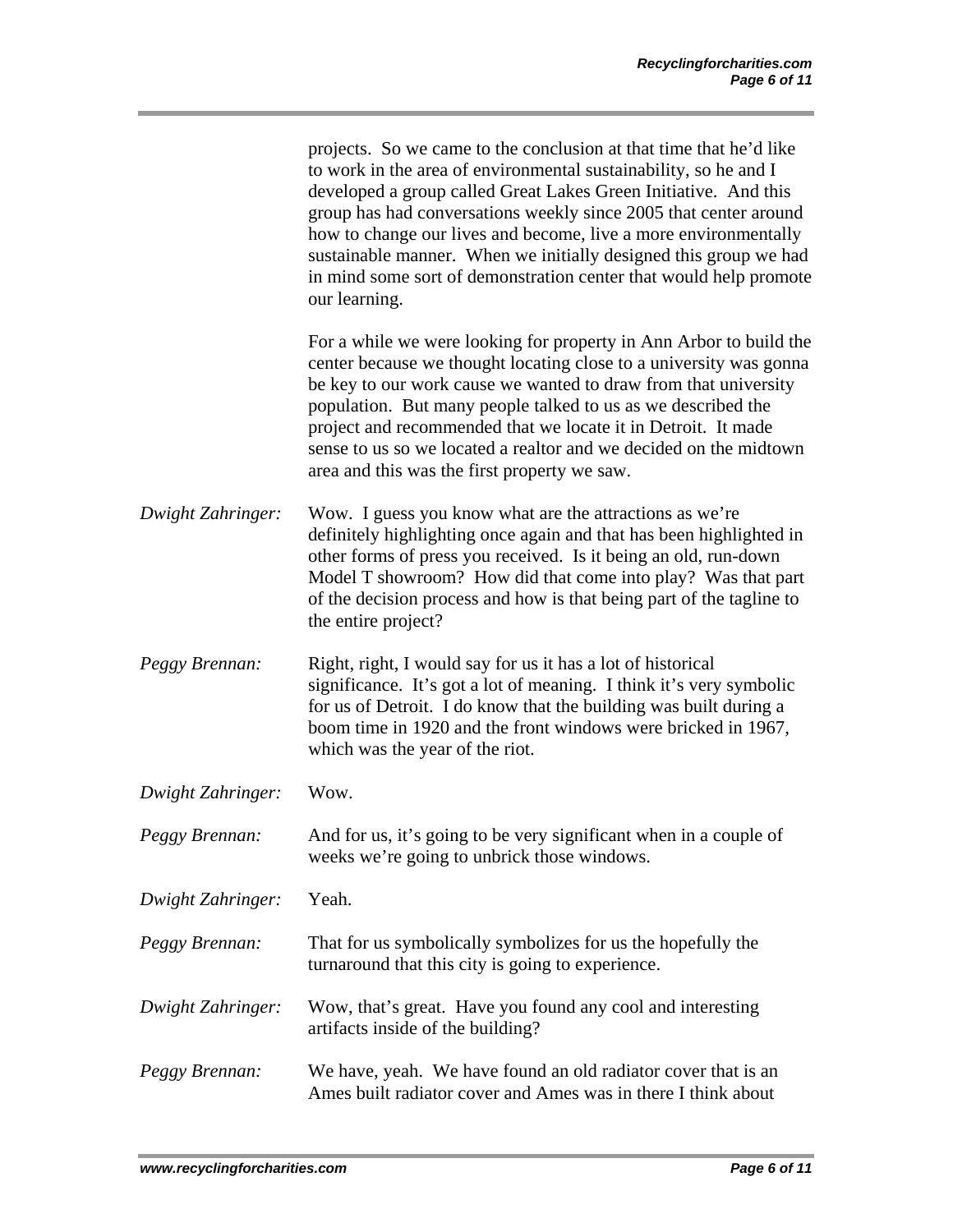projects. So we came to the conclusion at that time that he'd like to work in the area of environmental sustainability, so he and I developed a group called Great Lakes Green Initiative. And this group has had conversations weekly since 2005 that center around how to change our lives and become, live a more environmentally sustainable manner. When we initially designed this group we had in mind some sort of demonstration center that would help promote our learning.

For a while we were looking for property in Ann Arbor to build the center because we thought locating close to a university was gonna be key to our work cause we wanted to draw from that university population. But many people talked to us as we described the project and recommended that we locate it in Detroit. It made sense to us so we located a realtor and we decided on the midtown area and this was the first property we saw.

*Dwight Zahringer:* Wow. I guess you know what are the attractions as we're definitely highlighting once again and that has been highlighted in other forms of press you received. Is it being an old, run-down Model T showroom? How did that come into play? Was that part of the decision process and how is that being part of the tagline to the entire project?

*Peggy Brennan:* Right, right, I would say for us it has a lot of historical significance. It's got a lot of meaning. I think it's very symbolic for us of Detroit. I do know that the building was built during a boom time in 1920 and the front windows were bricked in 1967, which was the year of the riot.

*Dwight Zahringer:* Wow.

*Peggy Brennan:* And for us, it's going to be very significant when in a couple of weeks we're going to unbrick those windows.

*Dwight Zahringer:* Yeah.

*Peggy Brennan:* That for us symbolically symbolizes for us the hopefully the turnaround that this city is going to experience.

*Dwight Zahringer:* Wow, that's great. Have you found any cool and interesting artifacts inside of the building?

*Peggy Brennan:* We have, yeah. We have found an old radiator cover that is an Ames built radiator cover and Ames was in there I think about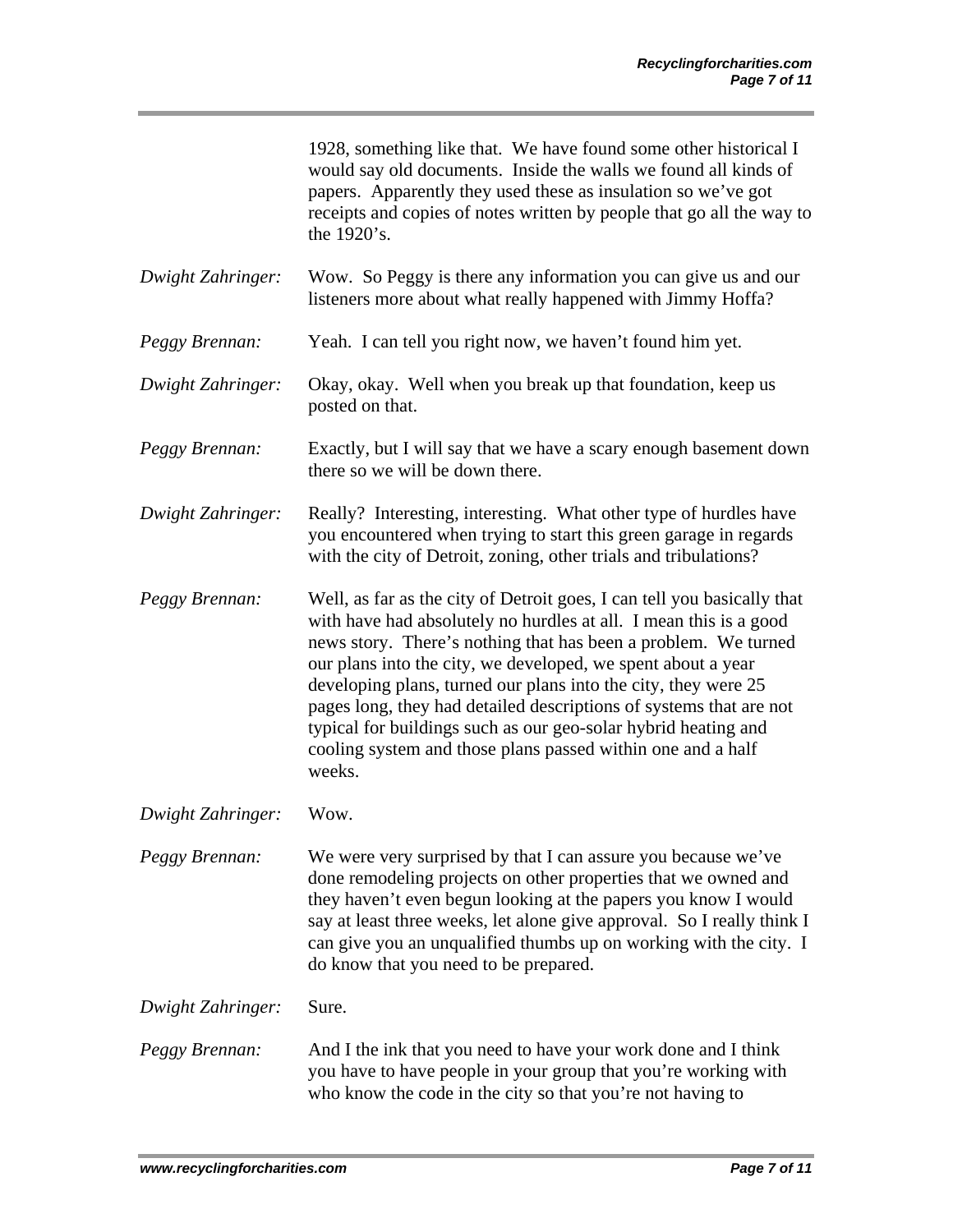1928, something like that. We have found some other historical I would say old documents. Inside the walls we found all kinds of papers. Apparently they used these as insulation so we've got receipts and copies of notes written by people that go all the way to the 1920's.

*Dwight Zahringer:* Wow. So Peggy is there any information you can give us and our listeners more about what really happened with Jimmy Hoffa?

*Peggy Brennan:* Yeah. I can tell you right now, we haven't found him yet.

*Dwight Zahringer:* Okay, okay. Well when you break up that foundation, keep us posted on that.

*Peggy Brennan:* Exactly, but I will say that we have a scary enough basement down there so we will be down there.

*Dwight Zahringer:* Really? Interesting, interesting. What other type of hurdles have you encountered when trying to start this green garage in regards with the city of Detroit, zoning, other trials and tribulations?

*Peggy Brennan:* Well, as far as the city of Detroit goes, I can tell you basically that with have had absolutely no hurdles at all. I mean this is a good news story. There's nothing that has been a problem. We turned our plans into the city, we developed, we spent about a year developing plans, turned our plans into the city, they were 25 pages long, they had detailed descriptions of systems that are not typical for buildings such as our geo-solar hybrid heating and cooling system and those plans passed within one and a half weeks.

*Dwight Zahringer:* Wow.

*Peggy Brennan:* We were very surprised by that I can assure you because we've done remodeling projects on other properties that we owned and they haven't even begun looking at the papers you know I would say at least three weeks, let alone give approval. So I really think I can give you an unqualified thumbs up on working with the city. I do know that you need to be prepared.

*Dwight Zahringer:* Sure.

*Peggy Brennan:* And I the ink that you need to have your work done and I think you have to have people in your group that you're working with who know the code in the city so that you're not having to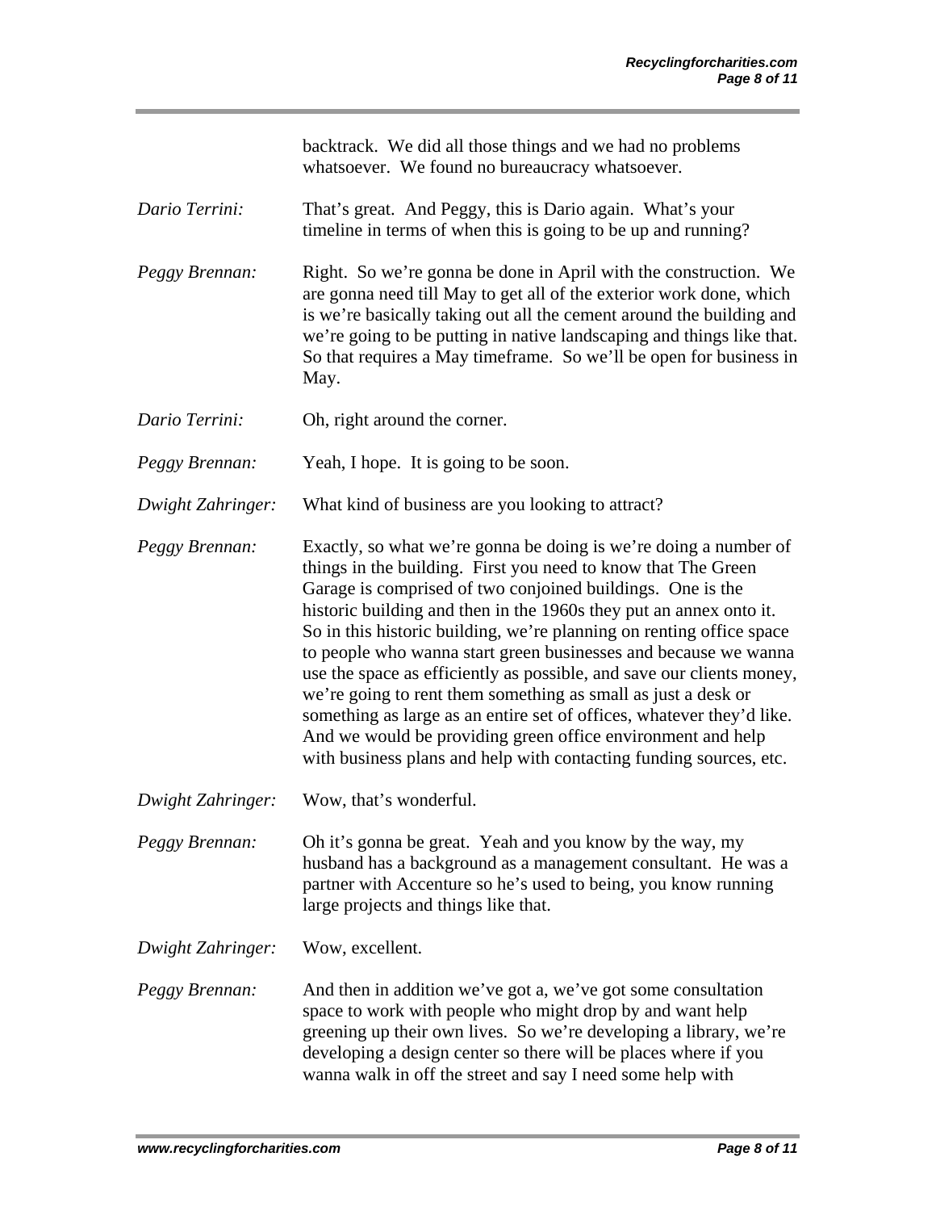backtrack. We did all those things and we had no problems whatsoever. We found no bureaucracy whatsoever.

*Dario Terrini:* That's great. And Peggy, this is Dario again. What's your timeline in terms of when this is going to be up and running?

*Peggy Brennan:* Right. So we're gonna be done in April with the construction. We are gonna need till May to get all of the exterior work done, which is we're basically taking out all the cement around the building and we're going to be putting in native landscaping and things like that. So that requires a May timeframe. So we'll be open for business in May.

*Dario Terrini:* Oh, right around the corner.

*Peggy Brennan:* Yeah, I hope. It is going to be soon.

*Dwight Zahringer:* What kind of business are you looking to attract?

*Peggy Brennan:* Exactly, so what we're gonna be doing is we're doing a number of things in the building. First you need to know that The Green Garage is comprised of two conjoined buildings. One is the historic building and then in the 1960s they put an annex onto it. So in this historic building, we're planning on renting office space to people who wanna start green businesses and because we wanna use the space as efficiently as possible, and save our clients money, we're going to rent them something as small as just a desk or something as large as an entire set of offices, whatever they'd like. And we would be providing green office environment and help with business plans and help with contacting funding sources, etc.

*Dwight Zahringer:* Wow, that's wonderful.

*Peggy Brennan:* Oh it's gonna be great. Yeah and you know by the way, my husband has a background as a management consultant. He was a partner with Accenture so he's used to being, you know running large projects and things like that.

*Dwight Zahringer:* Wow, excellent.

*Peggy Brennan:* And then in addition we've got a, we've got some consultation space to work with people who might drop by and want help greening up their own lives. So we're developing a library, we're developing a design center so there will be places where if you wanna walk in off the street and say I need some help with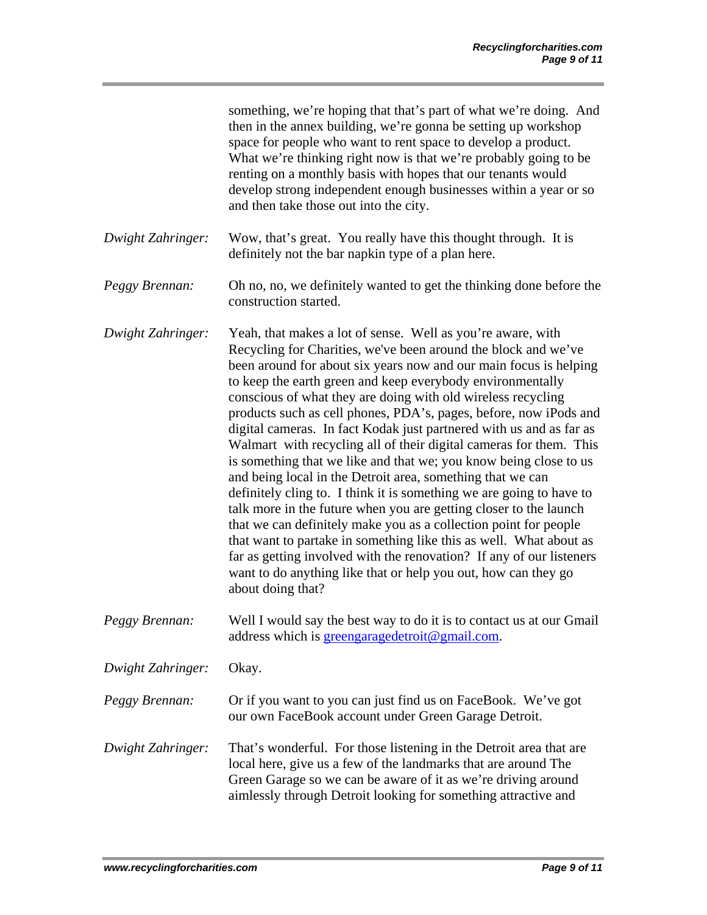something, we're hoping that that's part of what we're doing. And then in the annex building, we're gonna be setting up workshop space for people who want to rent space to develop a product. What we're thinking right now is that we're probably going to be renting on a monthly basis with hopes that our tenants would develop strong independent enough businesses within a year or so and then take those out into the city.

*Dwight Zahringer:* Wow, that's great. You really have this thought through. It is definitely not the bar napkin type of a plan here.

*Peggy Brennan:* Oh no, no, we definitely wanted to get the thinking done before the construction started.

*Dwight Zahringer:* Yeah, that makes a lot of sense. Well as you're aware, with Recycling for Charities, we've been around the block and we've been around for about six years now and our main focus is helping to keep the earth green and keep everybody environmentally conscious of what they are doing with old wireless recycling products such as cell phones, PDA's, pages, before, now iPods and digital cameras. In fact Kodak just partnered with us and as far as Walmart with recycling all of their digital cameras for them. This is something that we like and that we; you know being close to us and being local in the Detroit area, something that we can definitely cling to. I think it is something we are going to have to talk more in the future when you are getting closer to the launch that we can definitely make you as a collection point for people that want to partake in something like this as well. What about as far as getting involved with the renovation? If any of our listeners want to do anything like that or help you out, how can they go about doing that?

*Peggy Brennan:* Well I would say the best way to do it is to contact us at our Gmail address which is greengaragedetroit@gmail.com.

*Dwight Zahringer:* Okay.

*Peggy Brennan:* Or if you want to you can just find us on FaceBook. We've got our own FaceBook account under Green Garage Detroit.

*Dwight Zahringer:* That's wonderful. For those listening in the Detroit area that are local here, give us a few of the landmarks that are around The Green Garage so we can be aware of it as we're driving around aimlessly through Detroit looking for something attractive and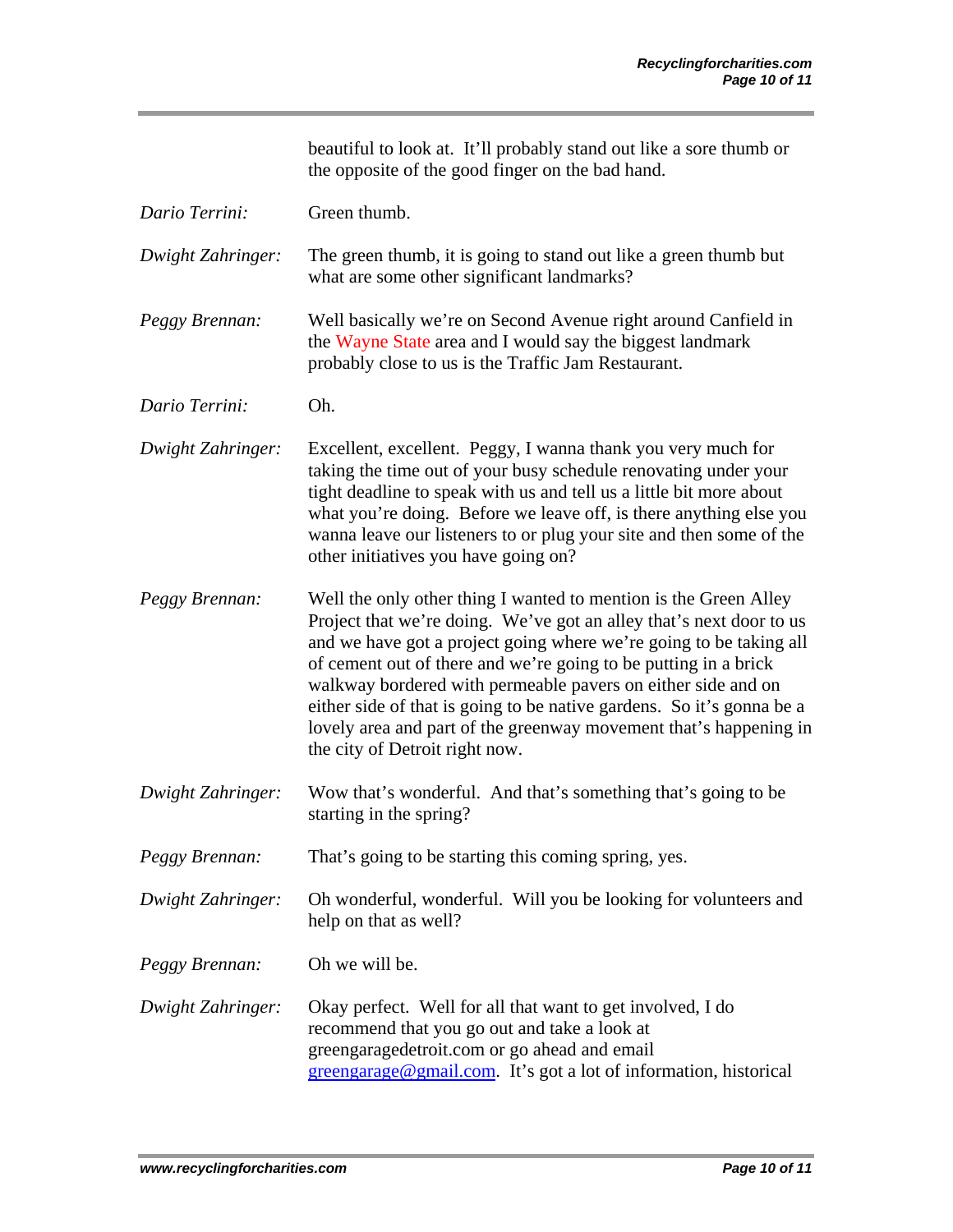beautiful to look at. It'll probably stand out like a sore thumb or the opposite of the good finger on the bad hand.

*Dario Terrini:* Green thumb.

*Dwight Zahringer:* The green thumb, it is going to stand out like a green thumb but what are some other significant landmarks?

*Peggy Brennan:* Well basically we're on Second Avenue right around Canfield in the Wayne State area and I would say the biggest landmark probably close to us is the Traffic Jam Restaurant.

*Dario Terrini:* Oh.

*Dwight Zahringer:* Excellent, excellent. Peggy, I wanna thank you very much for taking the time out of your busy schedule renovating under your tight deadline to speak with us and tell us a little bit more about what you're doing. Before we leave off, is there anything else you wanna leave our listeners to or plug your site and then some of the other initiatives you have going on?

*Peggy Brennan:* Well the only other thing I wanted to mention is the Green Alley Project that we're doing. We've got an alley that's next door to us and we have got a project going where we're going to be taking all of cement out of there and we're going to be putting in a brick walkway bordered with permeable pavers on either side and on either side of that is going to be native gardens. So it's gonna be a lovely area and part of the greenway movement that's happening in the city of Detroit right now.

*Dwight Zahringer:* Wow that's wonderful. And that's something that's going to be starting in the spring?

*Peggy Brennan:* That's going to be starting this coming spring, yes.

*Dwight Zahringer:* Oh wonderful, wonderful. Will you be looking for volunteers and help on that as well?

*Peggy Brennan:* Oh we will be.

*Dwight Zahringer:* Okay perfect. Well for all that want to get involved, I do recommend that you go out and take a look at greengaragedetroit.com or go ahead and email greengarage@gmail.com. It's got a lot of information, historical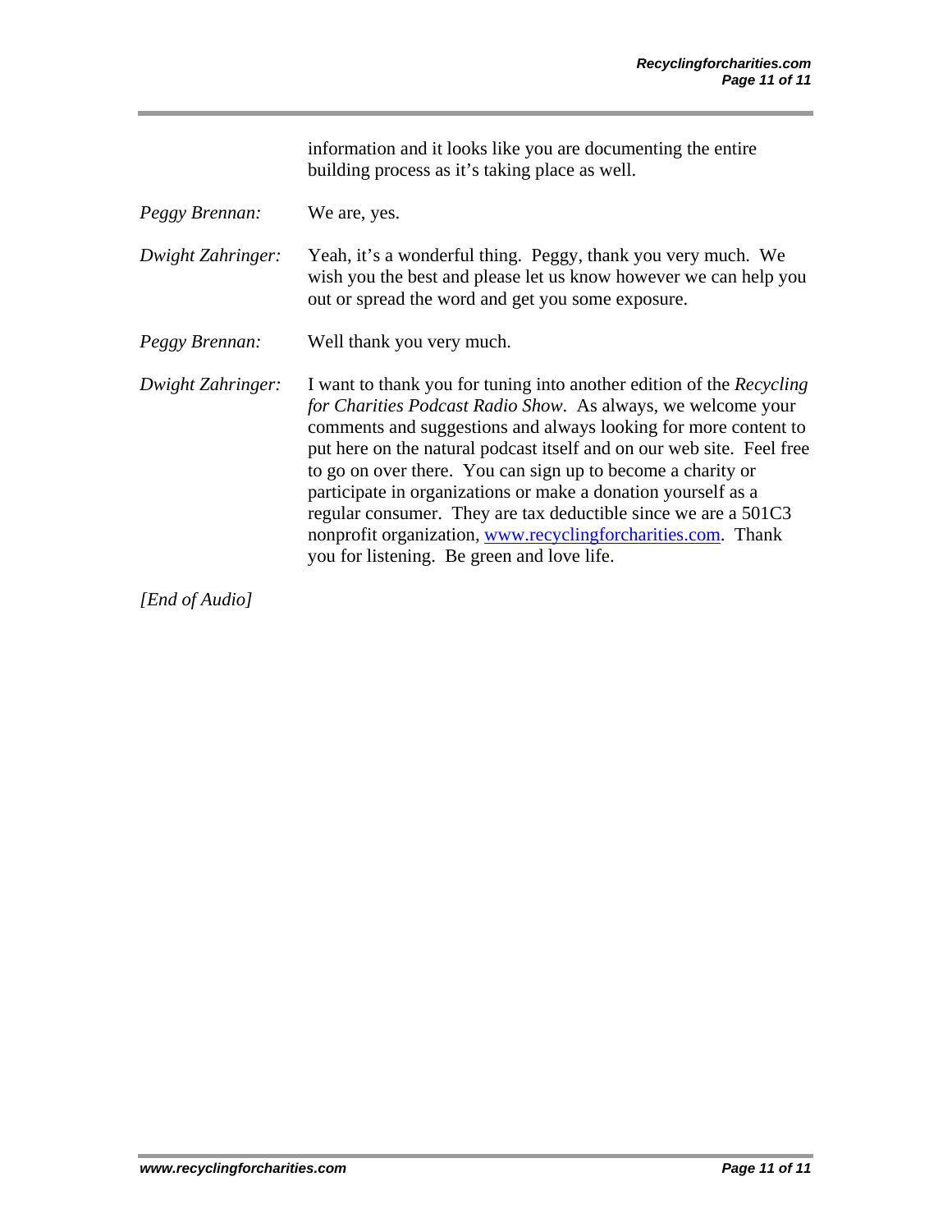information and it looks like you are documenting the entire building process as it's taking place as well.

*Peggy Brennan:* We are, yes.

*Dwight Zahringer:* Yeah, it's a wonderful thing. Peggy, thank you very much. We wish you the best and please let us know however we can help you out or spread the word and get you some exposure.

*Peggy Brennan:* Well thank you very much.

*Dwight Zahringer:* I want to thank you for tuning into another edition of the *Recycling for Charities Podcast Radio Show*. As always, we welcome your comments and suggestions and always looking for more content to put here on the natural podcast itself and on our web site. Feel free to go on over there. You can sign up to become a charity or participate in organizations or make a donation yourself as a regular consumer. They are tax deductible since we are a 501C3 nonprofit organization, www.recyclingforcharities.com. Thank you for listening. Be green and love life.

*[End of Audio]*